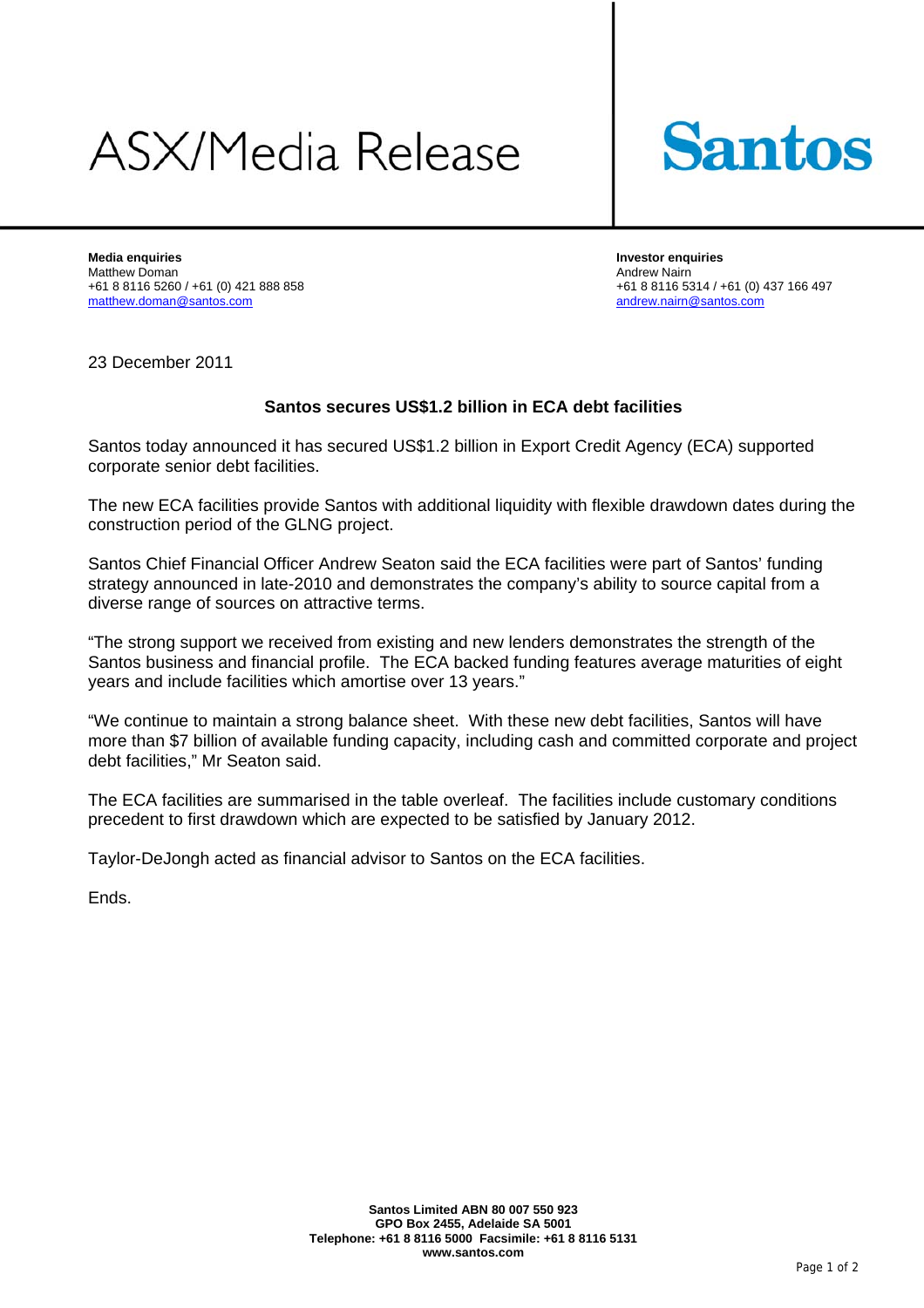# ASX/Media Release

**Santos**

**Media enquiries**
Matthew Doman
+61 8 8116 5260 / +61 (0) 421 888 858
matthew.doman@santos.com

**Investor enquiries**
Andrew Nairn
+61 8 8116 5314 / +61 (0) 437 166 497
andrew.nairn@santos.com

23 December 2011

## Santos secures US$1.2 billion in ECA debt facilities

Santos today announced it has secured US$1.2 billion in Export Credit Agency (ECA) supported corporate senior debt facilities.

The new ECA facilities provide Santos with additional liquidity with flexible drawdown dates during the construction period of the GLNG project.

Santos Chief Financial Officer Andrew Seaton said the ECA facilities were part of Santos' funding strategy announced in late-2010 and demonstrates the company's ability to source capital from a diverse range of sources on attractive terms.

"The strong support we received from existing and new lenders demonstrates the strength of the Santos business and financial profile. The ECA backed funding features average maturities of eight years and include facilities which amortise over 13 years."

"We continue to maintain a strong balance sheet. With these new debt facilities, Santos will have more than $7 billion of available funding capacity, including cash and committed corporate and project debt facilities," Mr Seaton said.

The ECA facilities are summarised in the table overleaf. The facilities include customary conditions precedent to first drawdown which are expected to be satisfied by January 2012.

Taylor-DeJongh acted as financial advisor to Santos on the ECA facilities.

Ends.

**Santos Limited ABN 80 007 550 923**
**GPO Box 2455, Adelaide SA 5001**
**Telephone: +61 8 8116 5000 Facsimile: +61 8 8116 5131**
**www.santos.com**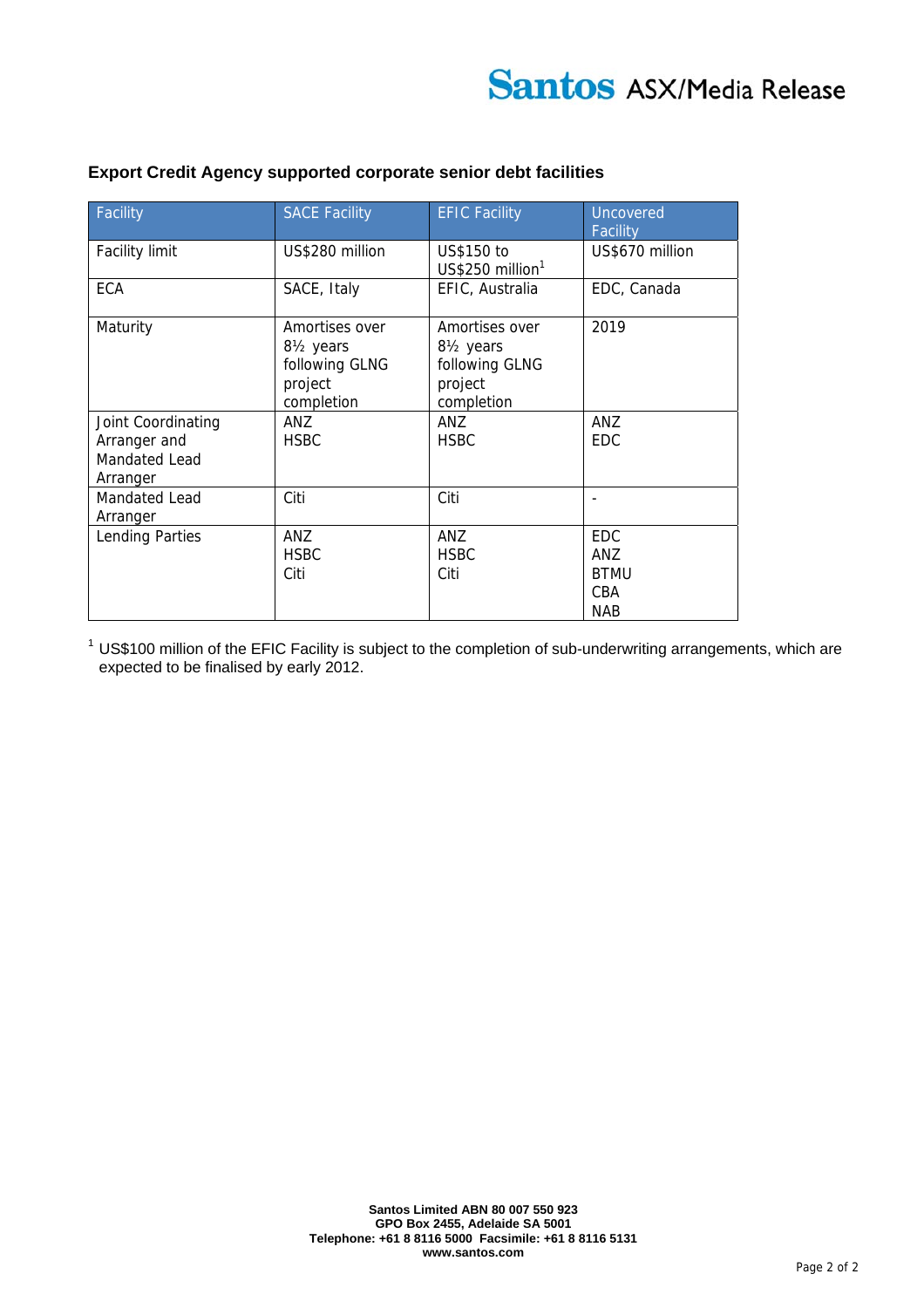## Export Credit Agency supported corporate senior debt facilities

| Facility | SACE Facility | EFIC Facility | Uncovered Facility |
|---|---|---|---|
| Facility limit | US$280 million | US$150 to US$250 million[1] | US$670 million |
| ECA | SACE, Italy | EFIC, Australia | EDC, Canada |
| Maturity | Amortises over 8½ years following GLNG project completion | Amortises over 8½ years following GLNG project completion | 2019 |
| Joint Coordinating Arranger and Mandated Lead Arranger | ANZ<br>HSBC | ANZ<br>HSBC | ANZ<br>EDC |
| Mandated Lead Arranger | Citi | Citi | - |
| Lending Parties | ANZ<br>HSBC<br>Citi | ANZ<br>HSBC<br>Citi | EDC<br>ANZ<br>BTMU<br>CBA<br>NAB |

[1] US$100 million of the EFIC Facility is subject to the completion of sub-underwriting arrangements, which are expected to be finalised by early 2012.

**Santos Limited ABN 80 007 550 923**
**GPO Box 2455, Adelaide SA 5001**
**Telephone: +61 8 8116 5000 Facsimile: +61 8 8116 5131**
**www.santos.com**